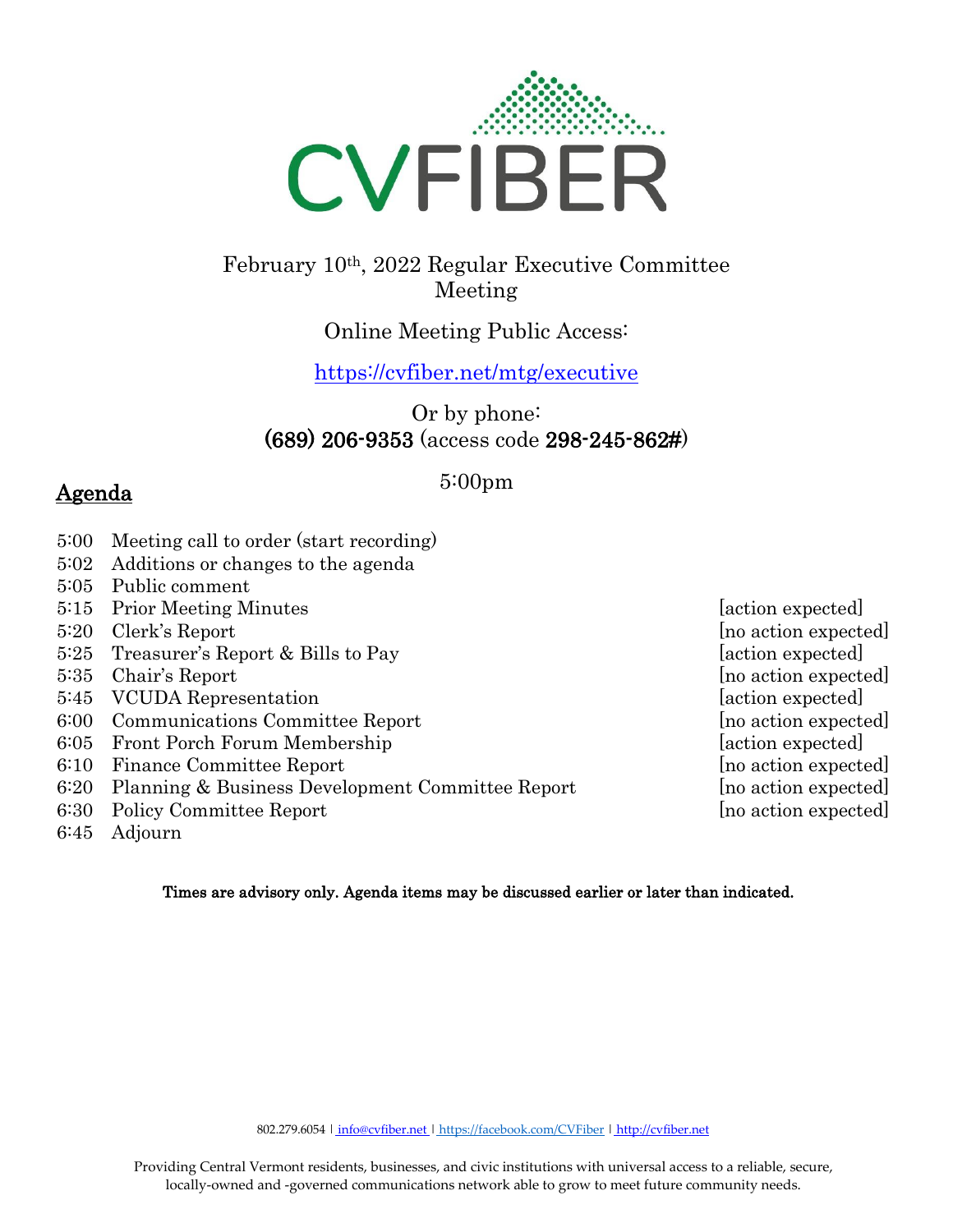# CVFIBER

February 10th, 2022 Regular Executive Committee Meeting

Online Meeting Public Access:

[https://cvfiber.net/mtg/executive](https://cvfiber.net/mtg/executive)

Or by phone:
**(689) 206-9353** (access code **298-245-862#**)

5:00pm

## Agenda

| Time | Item | Action |
|---|---|---|
| 5:00 | Meeting call to order (start recording) | |
| 5:02 | Additions or changes to the agenda | |
| 5:05 | Public comment | |
| 5:15 | Prior Meeting Minutes | [action expected] |
| 5:20 | Clerk's Report | [no action expected] |
| 5:25 | Treasurer's Report & Bills to Pay | [action expected] |
| 5:35 | Chair's Report | [no action expected] |
| 5:45 | VCUDA Representation | [action expected] |
| 6:00 | Communications Committee Report | [no action expected] |
| 6:05 | Front Porch Forum Membership | [action expected] |
| 6:10 | Finance Committee Report | [no action expected] |
| 6:20 | Planning & Business Development Committee Report | [no action expected] |
| 6:30 | Policy Committee Report | [no action expected] |
| 6:45 | Adjourn | |

**Times are advisory only. Agenda items may be discussed earlier or later than indicated.**

802.279.6054 | info@cvfiber.net | https://facebook.com/CVFiber | http://cvfiber.net

Providing Central Vermont residents, businesses, and civic institutions with universal access to a reliable, secure, locally-owned and -governed communications network able to grow to meet future community needs.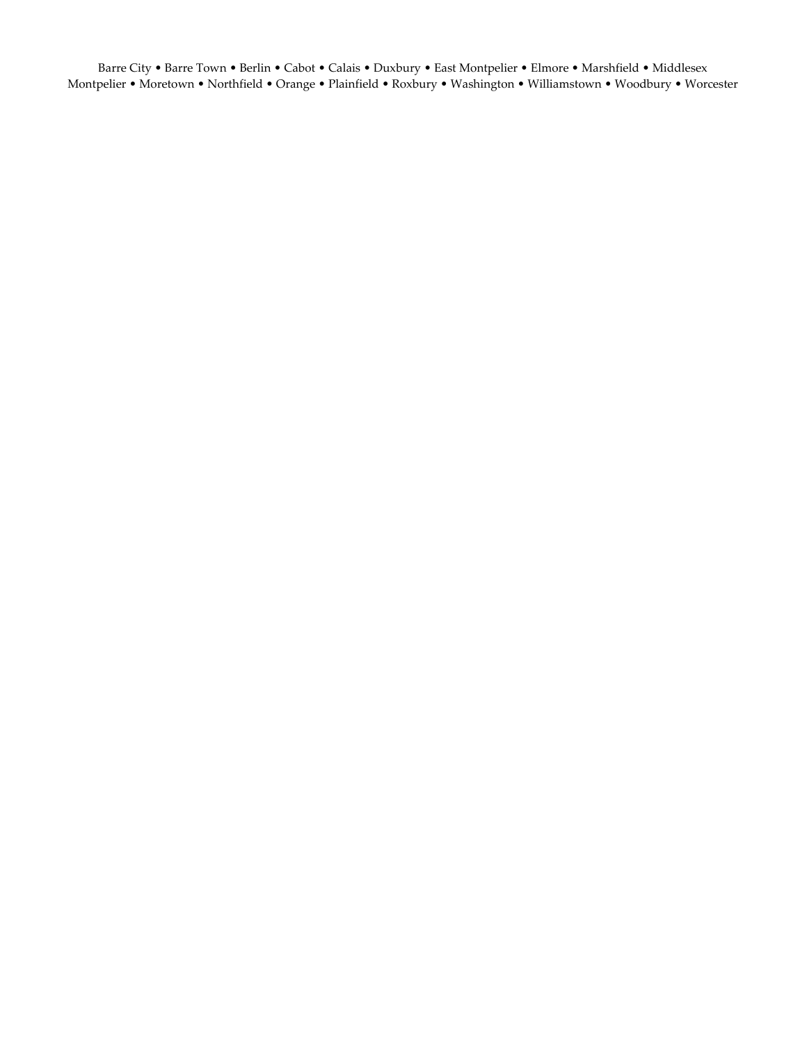Barre City • Barre Town • Berlin • Cabot • Calais • Duxbury • East Montpelier • Elmore • Marshfield • Middlesex
Montpelier • Moretown • Northfield • Orange • Plainfield • Roxbury • Washington • Williamstown • Woodbury • Worcester